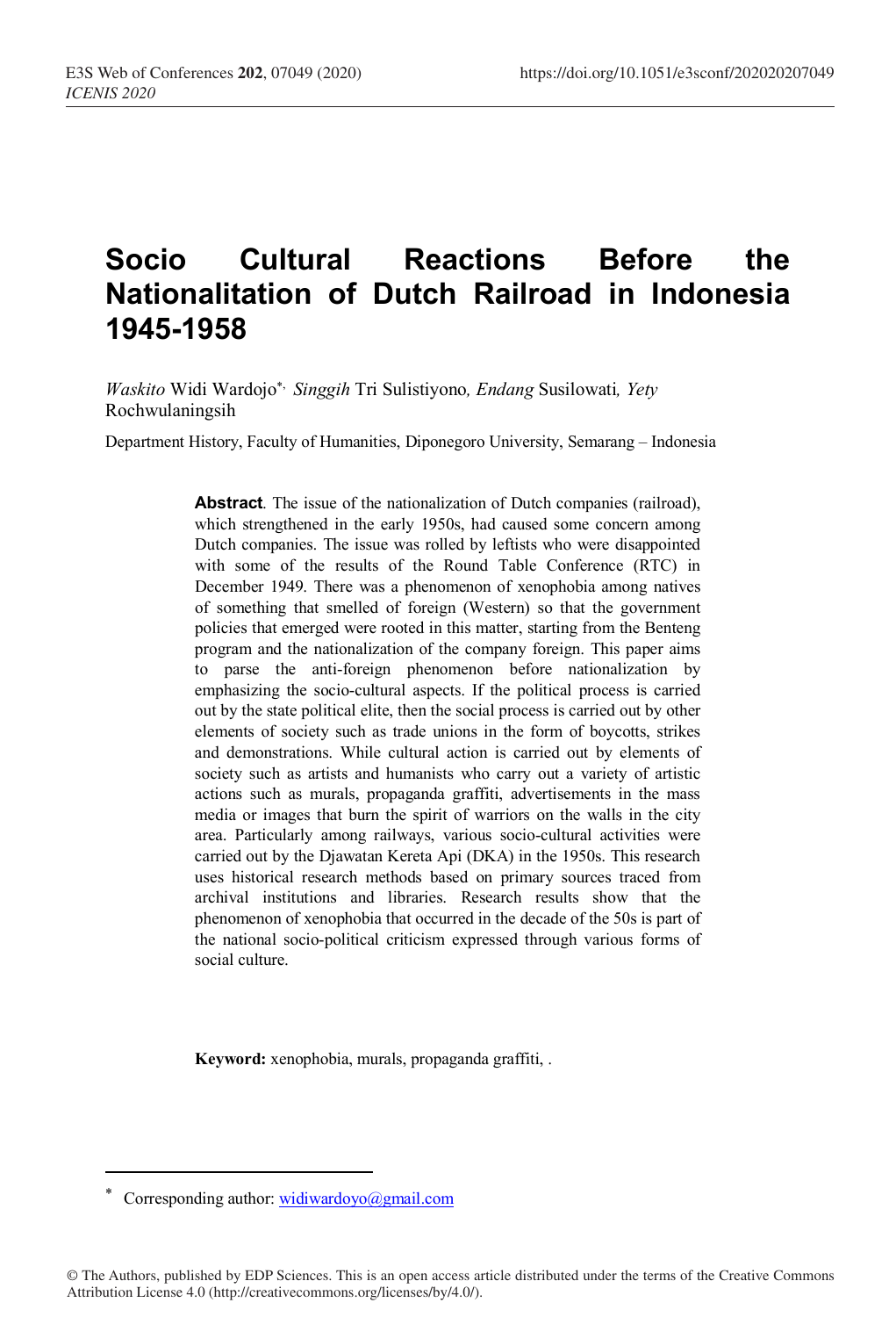# Socio Cultural Reactions Before the Nationalitation of Dutch Railroad in Indonesia 1945-1958

*Waskito* Widi Wardojo[*], *Singgih* Tri Sulistiyono, *Endang* Susilowati, *Yety* Rochwulaningsih

Department History, Faculty of Humanities, Diponegoro University, Semarang – Indonesia

**Abstract**. The issue of the nationalization of Dutch companies (railroad), which strengthened in the early 1950s, had caused some concern among Dutch companies. The issue was rolled by leftists who were disappointed with some of the results of the Round Table Conference (RTC) in December 1949. There was a phenomenon of xenophobia among natives of something that smelled of foreign (Western) so that the government policies that emerged were rooted in this matter, starting from the Benteng program and the nationalization of the company foreign. This paper aims to parse the anti-foreign phenomenon before nationalization by emphasizing the socio-cultural aspects. If the political process is carried out by the state political elite, then the social process is carried out by other elements of society such as trade unions in the form of boycotts, strikes and demonstrations. While cultural action is carried out by elements of society such as artists and humanists who carry out a variety of artistic actions such as murals, propaganda graffiti, advertisements in the mass media or images that burn the spirit of warriors on the walls in the city area. Particularly among railways, various socio-cultural activities were carried out by the Djawatan Kereta Api (DKA) in the 1950s. This research uses historical research methods based on primary sources traced from archival institutions and libraries. Research results show that the phenomenon of xenophobia that occurred in the decade of the 50s is part of the national socio-political criticism expressed through various forms of social culture.

**Keyword:** xenophobia, murals, propaganda graffiti, .

---

[*] Corresponding author: widiwardoyo@gmail.com

© The Authors, published by EDP Sciences. This is an open access article distributed under the terms of the Creative Commons Attribution License 4.0 (http://creativecommons.org/licenses/by/4.0/).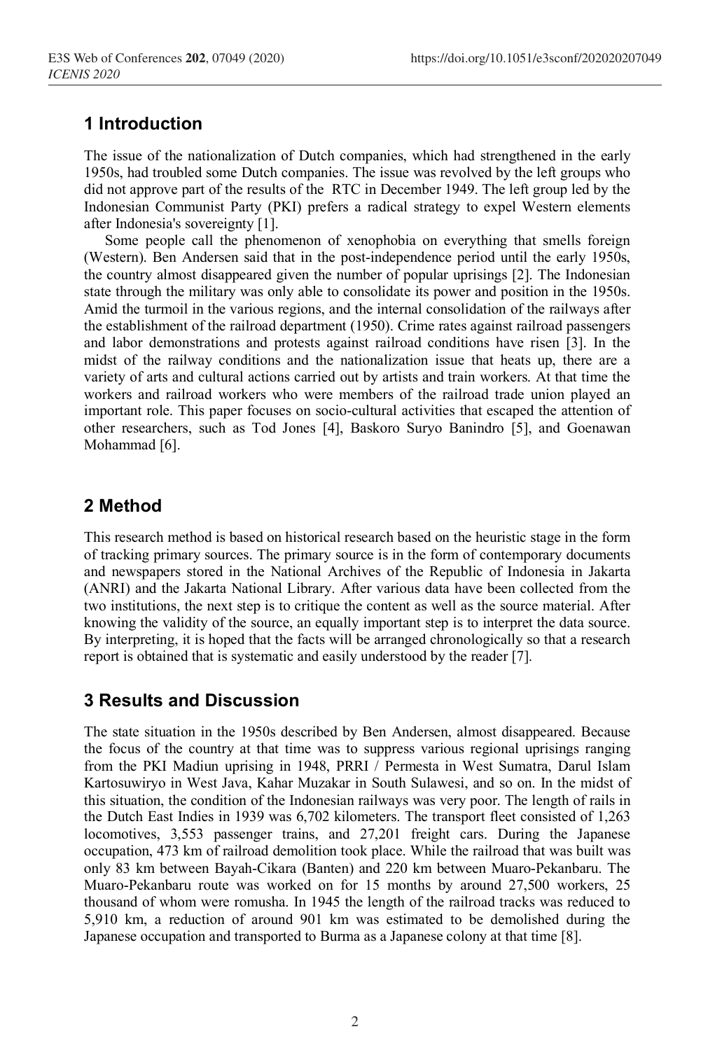## 1 Introduction

The issue of the nationalization of Dutch companies, which had strengthened in the early 1950s, had troubled some Dutch companies. The issue was revolved by the left groups who did not approve part of the results of the RTC in December 1949. The left group led by the Indonesian Communist Party (PKI) prefers a radical strategy to expel Western elements after Indonesia's sovereignty [1].

Some people call the phenomenon of xenophobia on everything that smells foreign (Western). Ben Andersen said that in the post-independence period until the early 1950s, the country almost disappeared given the number of popular uprisings [2]. The Indonesian state through the military was only able to consolidate its power and position in the 1950s. Amid the turmoil in the various regions, and the internal consolidation of the railways after the establishment of the railroad department (1950). Crime rates against railroad passengers and labor demonstrations and protests against railroad conditions have risen [3]. In the midst of the railway conditions and the nationalization issue that heats up, there are a variety of arts and cultural actions carried out by artists and train workers. At that time the workers and railroad workers who were members of the railroad trade union played an important role. This paper focuses on socio-cultural activities that escaped the attention of other researchers, such as Tod Jones [4], Baskoro Suryo Banindro [5], and Goenawan Mohammad [6].

## 2 Method

This research method is based on historical research based on the heuristic stage in the form of tracking primary sources. The primary source is in the form of contemporary documents and newspapers stored in the National Archives of the Republic of Indonesia in Jakarta (ANRI) and the Jakarta National Library. After various data have been collected from the two institutions, the next step is to critique the content as well as the source material. After knowing the validity of the source, an equally important step is to interpret the data source. By interpreting, it is hoped that the facts will be arranged chronologically so that a research report is obtained that is systematic and easily understood by the reader [7].

## 3 Results and Discussion

The state situation in the 1950s described by Ben Andersen, almost disappeared. Because the focus of the country at that time was to suppress various regional uprisings ranging from the PKI Madiun uprising in 1948, PRRI / Permesta in West Sumatra, Darul Islam Kartosuwiryo in West Java, Kahar Muzakar in South Sulawesi, and so on. In the midst of this situation, the condition of the Indonesian railways was very poor. The length of rails in the Dutch East Indies in 1939 was 6,702 kilometers. The transport fleet consisted of 1,263 locomotives, 3,553 passenger trains, and 27,201 freight cars. During the Japanese occupation, 473 km of railroad demolition took place. While the railroad that was built was only 83 km between Bayah-Cikara (Banten) and 220 km between Muaro-Pekanbaru. The Muaro-Pekanbaru route was worked on for 15 months by around 27,500 workers, 25 thousand of whom were romusha. In 1945 the length of the railroad tracks was reduced to 5,910 km, a reduction of around 901 km was estimated to be demolished during the Japanese occupation and transported to Burma as a Japanese colony at that time [8].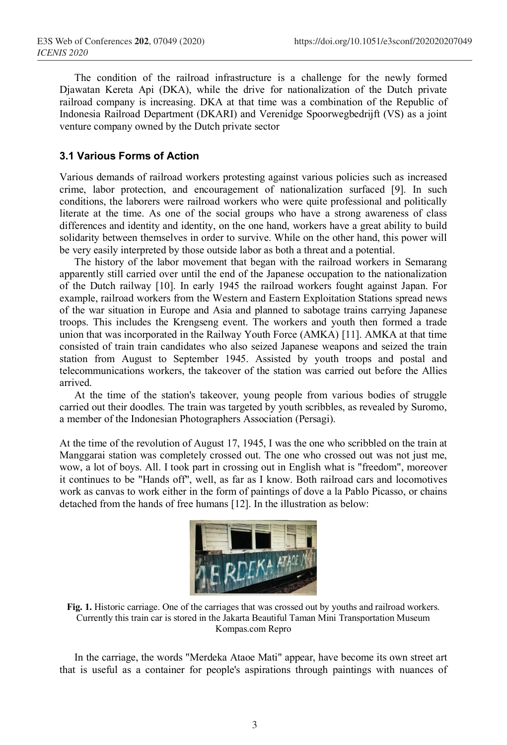The condition of the railroad infrastructure is a challenge for the newly formed Djawatan Kereta Api (DKA), while the drive for nationalization of the Dutch private railroad company is increasing. DKA at that time was a combination of the Republic of Indonesia Railroad Department (DKARI) and Verenidge Spoorwegbedrijft (VS) as a joint venture company owned by the Dutch private sector

### 3.1 Various Forms of Action

Various demands of railroad workers protesting against various policies such as increased crime, labor protection, and encouragement of nationalization surfaced [9]. In such conditions, the laborers were railroad workers who were quite professional and politically literate at the time. As one of the social groups who have a strong awareness of class differences and identity and identity, on the one hand, workers have a great ability to build solidarity between themselves in order to survive. While on the other hand, this power will be very easily interpreted by those outside labor as both a threat and a potential.

The history of the labor movement that began with the railroad workers in Semarang apparently still carried over until the end of the Japanese occupation to the nationalization of the Dutch railway [10]. In early 1945 the railroad workers fought against Japan. For example, railroad workers from the Western and Eastern Exploitation Stations spread news of the war situation in Europe and Asia and planned to sabotage trains carrying Japanese troops. This includes the Krengseng event. The workers and youth then formed a trade union that was incorporated in the Railway Youth Force (AMKA) [11]. AMKA at that time consisted of train train candidates who also seized Japanese weapons and seized the train station from August to September 1945. Assisted by youth troops and postal and telecommunications workers, the takeover of the station was carried out before the Allies arrived.

At the time of the station's takeover, young people from various bodies of struggle carried out their doodles. The train was targeted by youth scribbles, as revealed by Suromo, a member of the Indonesian Photographers Association (Persagi).

At the time of the revolution of August 17, 1945, I was the one who scribbled on the train at Manggarai station was completely crossed out. The one who crossed out was not just me, wow, a lot of boys. All. I took part in crossing out in English what is "freedom", moreover it continues to be "Hands off", well, as far as I know. Both railroad cars and locomotives work as canvas to work either in the form of paintings of dove a la Pablo Picasso, or chains detached from the hands of free humans [12]. In the illustration as below:

**Fig. 1.** Historic carriage. One of the carriages that was crossed out by youths and railroad workers. Currently this train car is stored in the Jakarta Beautiful Taman Mini Transportation Museum Kompas.com Repro

In the carriage, the words "Merdeka Ataoe Mati" appear, have become its own street art that is useful as a container for people's aspirations through paintings with nuances of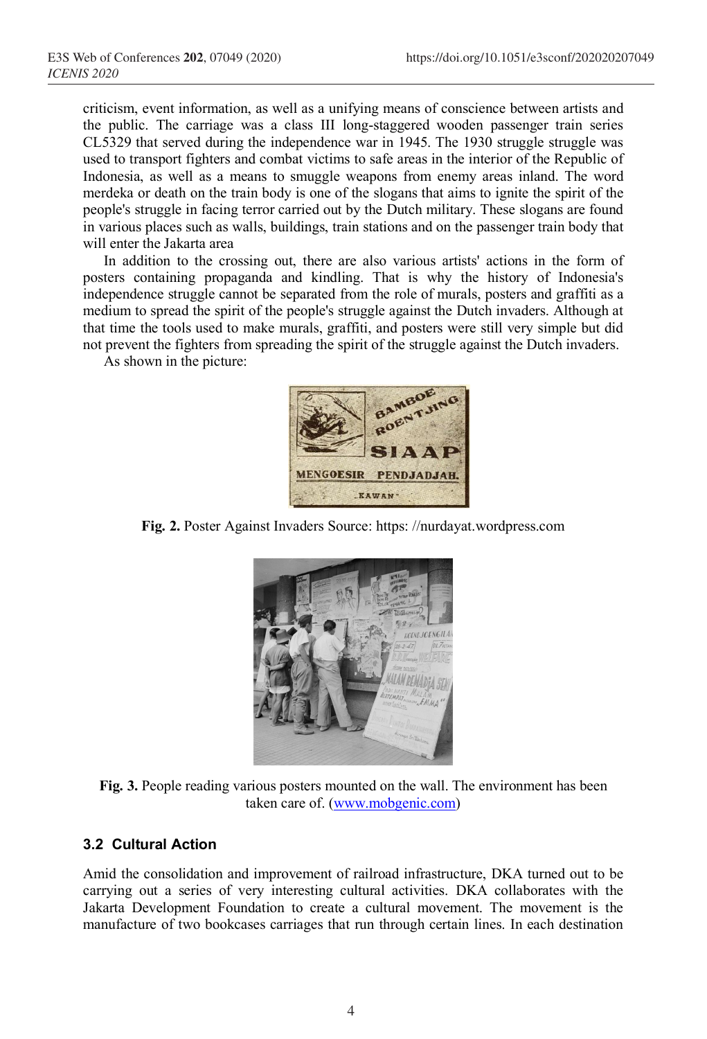criticism, event information, as well as a unifying means of conscience between artists and the public. The carriage was a class III long-staggered wooden passenger train series CL5329 that served during the independence war in 1945. The 1930 struggle struggle was used to transport fighters and combat victims to safe areas in the interior of the Republic of Indonesia, as well as a means to smuggle weapons from enemy areas inland. The word merdeka or death on the train body is one of the slogans that aims to ignite the spirit of the people's struggle in facing terror carried out by the Dutch military. These slogans are found in various places such as walls, buildings, train stations and on the passenger train body that will enter the Jakarta area

In addition to the crossing out, there are also various artists' actions in the form of posters containing propaganda and kindling. That is why the history of Indonesia's independence struggle cannot be separated from the role of murals, posters and graffiti as a medium to spread the spirit of the people's struggle against the Dutch invaders. Although at that time the tools used to make murals, graffiti, and posters were still very simple but did not prevent the fighters from spreading the spirit of the struggle against the Dutch invaders.

As shown in the picture:

**Fig. 2.** Poster Against Invaders Source: https: //nurdayat.wordpress.com

**Fig. 3.** People reading various posters mounted on the wall. The environment has been taken care of. (www.mobgenic.com)

### 3.2 Cultural Action

Amid the consolidation and improvement of railroad infrastructure, DKA turned out to be carrying out a series of very interesting cultural activities. DKA collaborates with the Jakarta Development Foundation to create a cultural movement. The movement is the manufacture of two bookcases carriages that run through certain lines. In each destination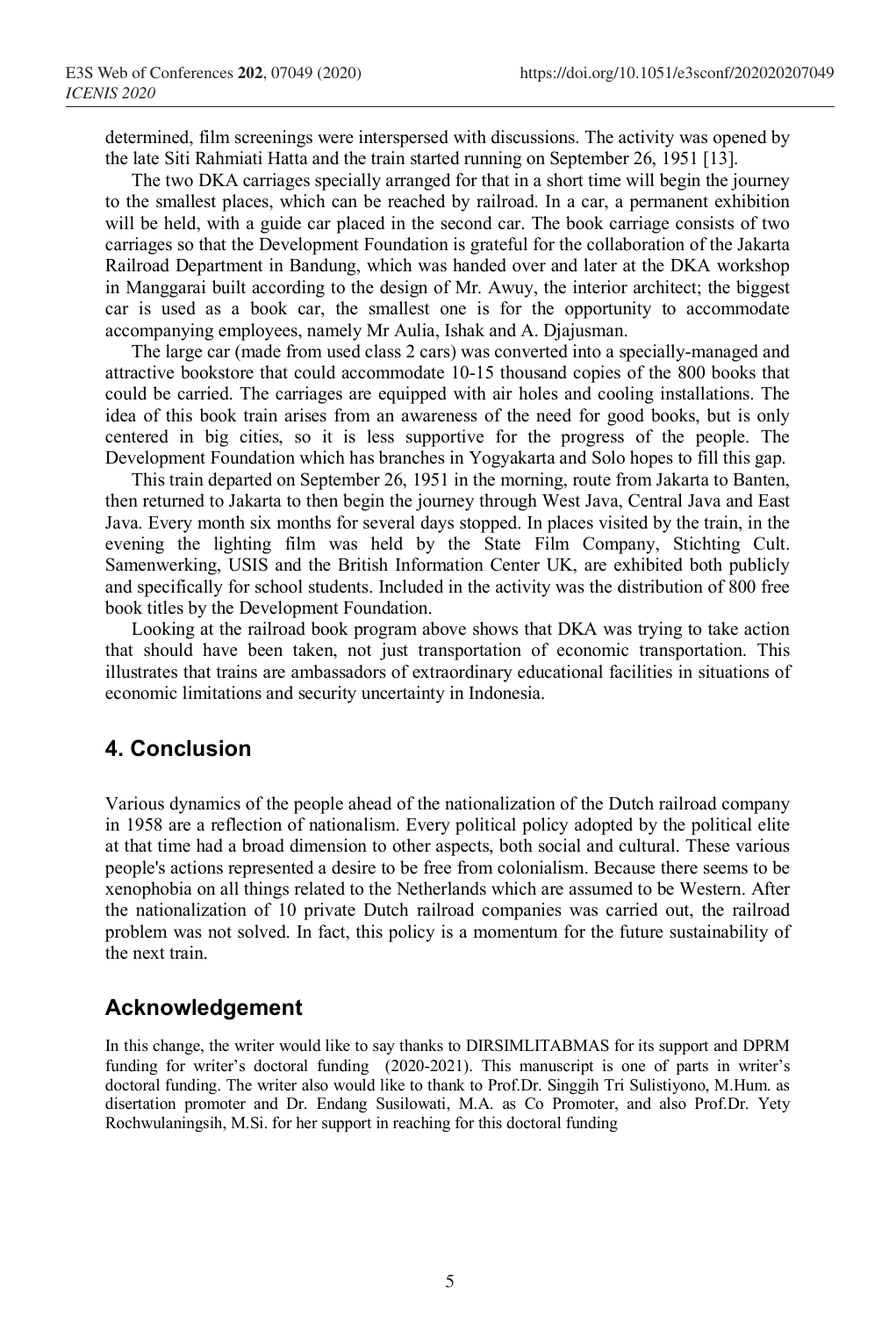determined, film screenings were interspersed with discussions. The activity was opened by the late Siti Rahmiati Hatta and the train started running on September 26, 1951 [13].

The two DKA carriages specially arranged for that in a short time will begin the journey to the smallest places, which can be reached by railroad. In a car, a permanent exhibition will be held, with a guide car placed in the second car. The book carriage consists of two carriages so that the Development Foundation is grateful for the collaboration of the Jakarta Railroad Department in Bandung, which was handed over and later at the DKA workshop in Manggarai built according to the design of Mr. Awuy, the interior architect; the biggest car is used as a book car, the smallest one is for the opportunity to accommodate accompanying employees, namely Mr Aulia, Ishak and A. Djajusman.

The large car (made from used class 2 cars) was converted into a specially-managed and attractive bookstore that could accommodate 10-15 thousand copies of the 800 books that could be carried. The carriages are equipped with air holes and cooling installations. The idea of this book train arises from an awareness of the need for good books, but is only centered in big cities, so it is less supportive for the progress of the people. The Development Foundation which has branches in Yogyakarta and Solo hopes to fill this gap.

This train departed on September 26, 1951 in the morning, route from Jakarta to Banten, then returned to Jakarta to then begin the journey through West Java, Central Java and East Java. Every month six months for several days stopped. In places visited by the train, in the evening the lighting film was held by the State Film Company, Stichting Cult. Samenwerking, USIS and the British Information Center UK, are exhibited both publicly and specifically for school students. Included in the activity was the distribution of 800 free book titles by the Development Foundation.

Looking at the railroad book program above shows that DKA was trying to take action that should have been taken, not just transportation of economic transportation. This illustrates that trains are ambassadors of extraordinary educational facilities in situations of economic limitations and security uncertainty in Indonesia.

## 4. Conclusion

Various dynamics of the people ahead of the nationalization of the Dutch railroad company in 1958 are a reflection of nationalism. Every political policy adopted by the political elite at that time had a broad dimension to other aspects, both social and cultural. These various people's actions represented a desire to be free from colonialism. Because there seems to be xenophobia on all things related to the Netherlands which are assumed to be Western. After the nationalization of 10 private Dutch railroad companies was carried out, the railroad problem was not solved. In fact, this policy is a momentum for the future sustainability of the next train.

## Acknowledgement

In this change, the writer would like to say thanks to DIRSIMLITABMAS for its support and DPRM funding for writer's doctoral funding (2020-2021). This manuscript is one of parts in writer's doctoral funding. The writer also would like to thank to Prof.Dr. Singgih Tri Sulistiyono, M.Hum. as disertation promoter and Dr. Endang Susilowati, M.A. as Co Promoter, and also Prof.Dr. Yety Rochwulaningsih, M.Si. for her support in reaching for this doctoral funding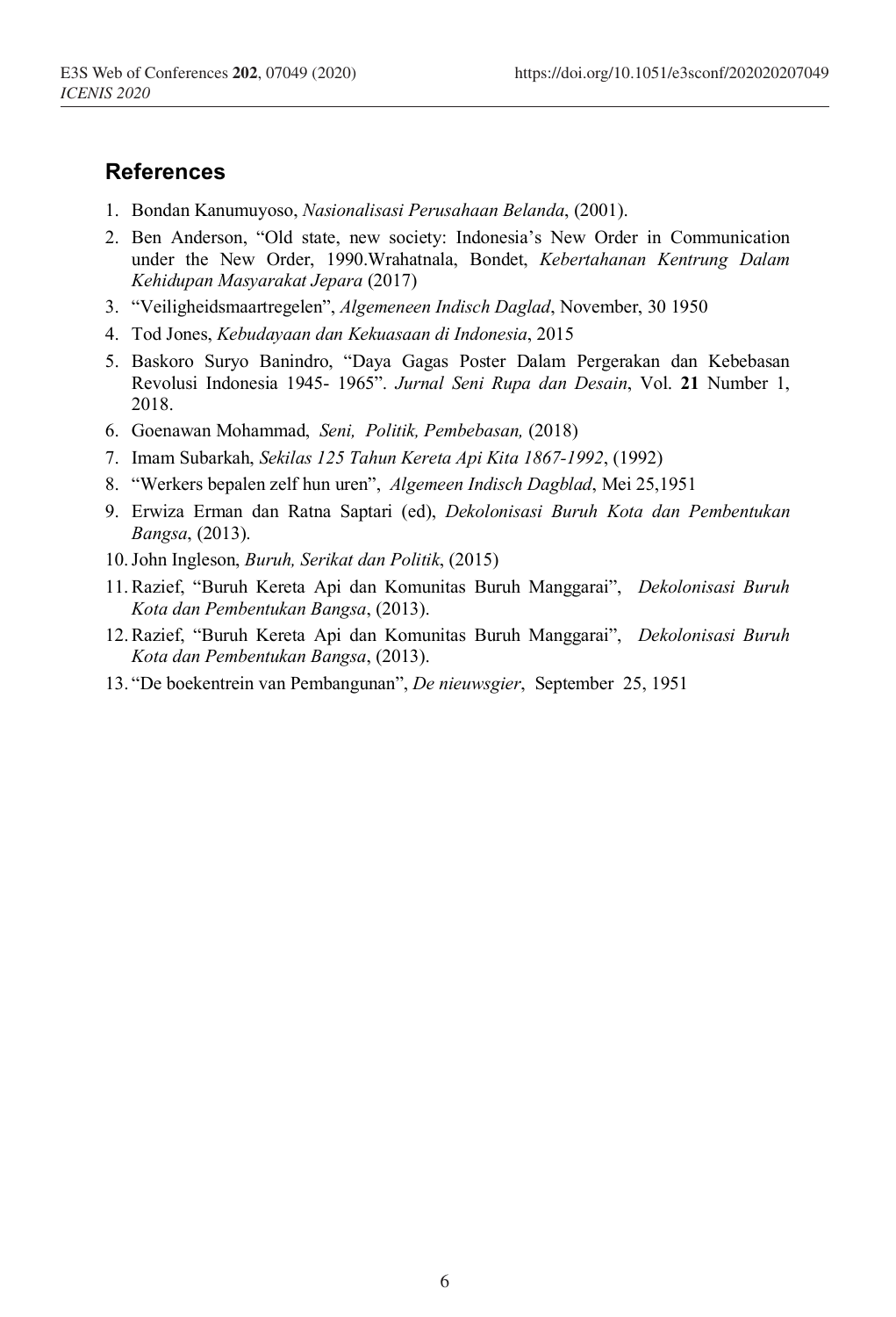## References

1. Bondan Kanumuyoso, *Nasionalisasi Perusahaan Belanda*, (2001).
2. Ben Anderson, "Old state, new society: Indonesia's New Order in Communication under the New Order, 1990.Wrahatnala, Bondet, *Kebertahanan Kentrung Dalam Kehidupan Masyarakat Jepara* (2017)
3. "Veiligheidsmaartregelen", *Algemeneen Indisch Daglad*, November, 30 1950
4. Tod Jones, *Kebudayaan dan Kekuasaan di Indonesia*, 2015
5. Baskoro Suryo Banindro, "Daya Gagas Poster Dalam Pergerakan dan Kebebasan Revolusi Indonesia 1945- 1965". *Jurnal Seni Rupa dan Desain*, Vol. **21** Number 1, 2018.
6. Goenawan Mohammad, *Seni, Politik, Pembebasan,* (2018)
7. Imam Subarkah, *Sekilas 125 Tahun Kereta Api Kita 1867-1992*, (1992)
8. "Werkers bepalen zelf hun uren", *Algemeen Indisch Dagblad*, Mei 25,1951
9. Erwiza Erman dan Ratna Saptari (ed), *Dekolonisasi Buruh Kota dan Pembentukan Bangsa*, (2013).
10. John Ingleson, *Buruh, Serikat dan Politik*, (2015)
11. Razief, "Buruh Kereta Api dan Komunitas Buruh Manggarai", *Dekolonisasi Buruh Kota dan Pembentukan Bangsa*, (2013).
12. Razief, "Buruh Kereta Api dan Komunitas Buruh Manggarai", *Dekolonisasi Buruh Kota dan Pembentukan Bangsa*, (2013).
13. "De boekentrein van Pembangunan", *De nieuwsgier*, September 25, 1951